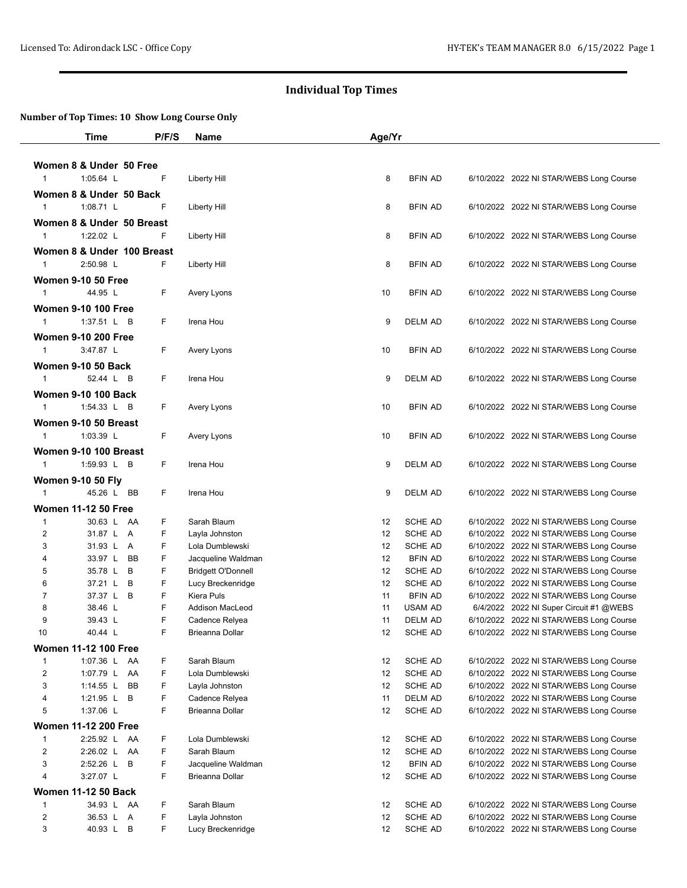## Individual Top Times

**Number of Top Times: 10 Show Long Course Only**

| | Time | P/F/S | Name | Age/Yr | | | |
|---|---|---|---|---|---|---|---|
| **Women 8 & Under 50 Free** | | | | | | | |
| 1 | 1:05.64 L | F | Liberty Hill | 8 | BFIN AD | 6/10/2022 | 2022 NI STAR/WEBS Long Course |
| **Women 8 & Under 50 Back** | | | | | | | |
| 1 | 1:08.71 L | F | Liberty Hill | 8 | BFIN AD | 6/10/2022 | 2022 NI STAR/WEBS Long Course |
| **Women 8 & Under 50 Breast** | | | | | | | |
| 1 | 1:22.02 L | F | Liberty Hill | 8 | BFIN AD | 6/10/2022 | 2022 NI STAR/WEBS Long Course |
| **Women 8 & Under 100 Breast** | | | | | | | |
| 1 | 2:50.98 L | F | Liberty Hill | 8 | BFIN AD | 6/10/2022 | 2022 NI STAR/WEBS Long Course |
| **Women 9-10 50 Free** | | | | | | | |
| 1 | 44.95 L | F | Avery Lyons | 10 | BFIN AD | 6/10/2022 | 2022 NI STAR/WEBS Long Course |
| **Women 9-10 100 Free** | | | | | | | |
| 1 | 1:37.51 L B | F | Irena Hou | 9 | DELM AD | 6/10/2022 | 2022 NI STAR/WEBS Long Course |
| **Women 9-10 200 Free** | | | | | | | |
| 1 | 3:47.87 L | F | Avery Lyons | 10 | BFIN AD | 6/10/2022 | 2022 NI STAR/WEBS Long Course |
| **Women 9-10 50 Back** | | | | | | | |
| 1 | 52.44 L B | F | Irena Hou | 9 | DELM AD | 6/10/2022 | 2022 NI STAR/WEBS Long Course |
| **Women 9-10 100 Back** | | | | | | | |
| 1 | 1:54.33 L B | F | Avery Lyons | 10 | BFIN AD | 6/10/2022 | 2022 NI STAR/WEBS Long Course |
| **Women 9-10 50 Breast** | | | | | | | |
| 1 | 1:03.39 L | F | Avery Lyons | 10 | BFIN AD | 6/10/2022 | 2022 NI STAR/WEBS Long Course |
| **Women 9-10 100 Breast** | | | | | | | |
| 1 | 1:59.93 L B | F | Irena Hou | 9 | DELM AD | 6/10/2022 | 2022 NI STAR/WEBS Long Course |
| **Women 9-10 50 Fly** | | | | | | | |
| 1 | 45.26 L BB | F | Irena Hou | 9 | DELM AD | 6/10/2022 | 2022 NI STAR/WEBS Long Course |
| **Women 11-12 50 Free** | | | | | | | |
| 1 | 30.63 L AA | F | Sarah Blaum | 12 | SCHE AD | 6/10/2022 | 2022 NI STAR/WEBS Long Course |
| 2 | 31.87 L A | F | Layla Johnston | 12 | SCHE AD | 6/10/2022 | 2022 NI STAR/WEBS Long Course |
| 3 | 31.93 L A | F | Lola Dumblewski | 12 | SCHE AD | 6/10/2022 | 2022 NI STAR/WEBS Long Course |
| 4 | 33.97 L BB | F | Jacqueline Waldman | 12 | BFIN AD | 6/10/2022 | 2022 NI STAR/WEBS Long Course |
| 5 | 35.78 L B | F | Bridgett O'Donnell | 12 | SCHE AD | 6/10/2022 | 2022 NI STAR/WEBS Long Course |
| 6 | 37.21 L B | F | Lucy Breckenridge | 12 | SCHE AD | 6/10/2022 | 2022 NI STAR/WEBS Long Course |
| 7 | 37.37 L B | F | Kiera Puls | 11 | BFIN AD | 6/10/2022 | 2022 NI STAR/WEBS Long Course |
| 8 | 38.46 L | F | Addison MacLeod | 11 | USAM AD | 6/4/2022 | 2022 NI Super Circuit #1 @WEBS |
| 9 | 39.43 L | F | Cadence Relyea | 11 | DELM AD | 6/10/2022 | 2022 NI STAR/WEBS Long Course |
| 10 | 40.44 L | F | Brieanna Dollar | 12 | SCHE AD | 6/10/2022 | 2022 NI STAR/WEBS Long Course |
| **Women 11-12 100 Free** | | | | | | | |
| 1 | 1:07.36 L AA | F | Sarah Blaum | 12 | SCHE AD | 6/10/2022 | 2022 NI STAR/WEBS Long Course |
| 2 | 1:07.79 L AA | F | Lola Dumblewski | 12 | SCHE AD | 6/10/2022 | 2022 NI STAR/WEBS Long Course |
| 3 | 1:14.55 L BB | F | Layla Johnston | 12 | SCHE AD | 6/10/2022 | 2022 NI STAR/WEBS Long Course |
| 4 | 1:21.95 L B | F | Cadence Relyea | 11 | DELM AD | 6/10/2022 | 2022 NI STAR/WEBS Long Course |
| 5 | 1:37.06 L | F | Brieanna Dollar | 12 | SCHE AD | 6/10/2022 | 2022 NI STAR/WEBS Long Course |
| **Women 11-12 200 Free** | | | | | | | |
| 1 | 2:25.92 L AA | F | Lola Dumblewski | 12 | SCHE AD | 6/10/2022 | 2022 NI STAR/WEBS Long Course |
| 2 | 2:26.02 L AA | F | Sarah Blaum | 12 | SCHE AD | 6/10/2022 | 2022 NI STAR/WEBS Long Course |
| 3 | 2:52.26 L B | F | Jacqueline Waldman | 12 | BFIN AD | 6/10/2022 | 2022 NI STAR/WEBS Long Course |
| 4 | 3:27.07 L | F | Brieanna Dollar | 12 | SCHE AD | 6/10/2022 | 2022 NI STAR/WEBS Long Course |
| **Women 11-12 50 Back** | | | | | | | |
| 1 | 34.93 L AA | F | Sarah Blaum | 12 | SCHE AD | 6/10/2022 | 2022 NI STAR/WEBS Long Course |
| 2 | 36.53 L A | F | Layla Johnston | 12 | SCHE AD | 6/10/2022 | 2022 NI STAR/WEBS Long Course |
| 3 | 40.93 L B | F | Lucy Breckenridge | 12 | SCHE AD | 6/10/2022 | 2022 NI STAR/WEBS Long Course |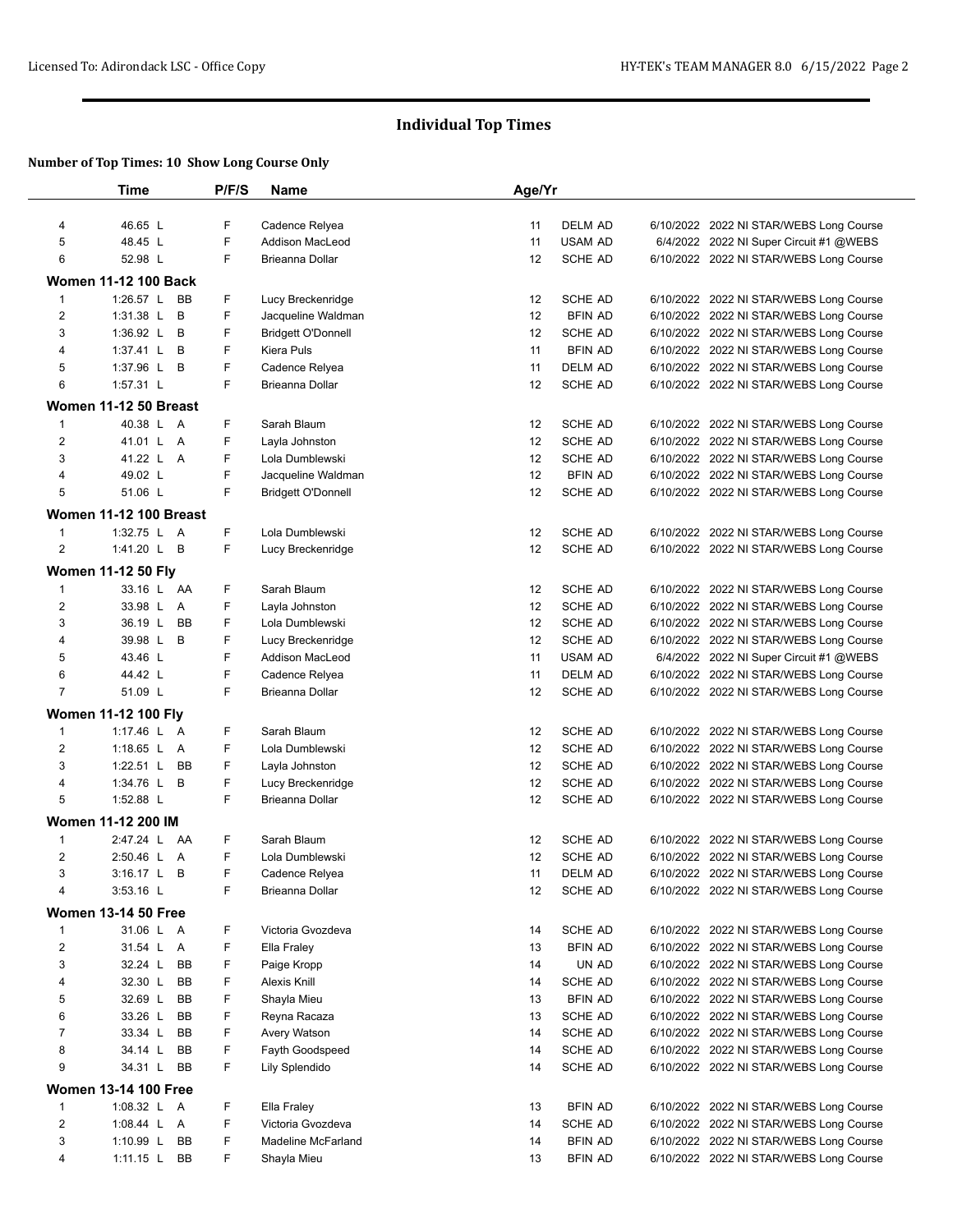## Individual Top Times

### Number of Top Times: 10 Show Long Course Only

| | Time | | P/F/S | Name | Age/Yr | | | |
|---|---|---|---|---|---|---|---|---|
| 4 | 46.65 L | | F | Cadence Relyea | 11 | DELM AD | 6/10/2022 | 2022 NI STAR/WEBS Long Course |
| 5 | 48.45 L | | F | Addison MacLeod | 11 | USAM AD | 6/4/2022 | 2022 NI Super Circuit #1 @WEBS |
| 6 | 52.98 L | | F | Brieanna Dollar | 12 | SCHE AD | 6/10/2022 | 2022 NI STAR/WEBS Long Course |
| **Women 11-12 100 Back** | | | | | | | | |
| 1 | 1:26.57 L | BB | F | Lucy Breckenridge | 12 | SCHE AD | 6/10/2022 | 2022 NI STAR/WEBS Long Course |
| 2 | 1:31.38 L | B | F | Jacqueline Waldman | 12 | BFIN AD | 6/10/2022 | 2022 NI STAR/WEBS Long Course |
| 3 | 1:36.92 L | B | F | Bridgett O'Donnell | 12 | SCHE AD | 6/10/2022 | 2022 NI STAR/WEBS Long Course |
| 4 | 1:37.41 L | B | F | Kiera Puls | 11 | BFIN AD | 6/10/2022 | 2022 NI STAR/WEBS Long Course |
| 5 | 1:37.96 L | B | F | Cadence Relyea | 11 | DELM AD | 6/10/2022 | 2022 NI STAR/WEBS Long Course |
| 6 | 1:57.31 L | | F | Brieanna Dollar | 12 | SCHE AD | 6/10/2022 | 2022 NI STAR/WEBS Long Course |
| **Women 11-12 50 Breast** | | | | | | | | |
| 1 | 40.38 L | A | F | Sarah Blaum | 12 | SCHE AD | 6/10/2022 | 2022 NI STAR/WEBS Long Course |
| 2 | 41.01 L | A | F | Layla Johnston | 12 | SCHE AD | 6/10/2022 | 2022 NI STAR/WEBS Long Course |
| 3 | 41.22 L | A | F | Lola Dumblewski | 12 | SCHE AD | 6/10/2022 | 2022 NI STAR/WEBS Long Course |
| 4 | 49.02 L | | F | Jacqueline Waldman | 12 | BFIN AD | 6/10/2022 | 2022 NI STAR/WEBS Long Course |
| 5 | 51.06 L | | F | Bridgett O'Donnell | 12 | SCHE AD | 6/10/2022 | 2022 NI STAR/WEBS Long Course |
| **Women 11-12 100 Breast** | | | | | | | | |
| 1 | 1:32.75 L | A | F | Lola Dumblewski | 12 | SCHE AD | 6/10/2022 | 2022 NI STAR/WEBS Long Course |
| 2 | 1:41.20 L | B | F | Lucy Breckenridge | 12 | SCHE AD | 6/10/2022 | 2022 NI STAR/WEBS Long Course |
| **Women 11-12 50 Fly** | | | | | | | | |
| 1 | 33.16 L | AA | F | Sarah Blaum | 12 | SCHE AD | 6/10/2022 | 2022 NI STAR/WEBS Long Course |
| 2 | 33.98 L | A | F | Layla Johnston | 12 | SCHE AD | 6/10/2022 | 2022 NI STAR/WEBS Long Course |
| 3 | 36.19 L | BB | F | Lola Dumblewski | 12 | SCHE AD | 6/10/2022 | 2022 NI STAR/WEBS Long Course |
| 4 | 39.98 L | B | F | Lucy Breckenridge | 12 | SCHE AD | 6/10/2022 | 2022 NI STAR/WEBS Long Course |
| 5 | 43.46 L | | F | Addison MacLeod | 11 | USAM AD | 6/4/2022 | 2022 NI Super Circuit #1 @WEBS |
| 6 | 44.42 L | | F | Cadence Relyea | 11 | DELM AD | 6/10/2022 | 2022 NI STAR/WEBS Long Course |
| 7 | 51.09 L | | F | Brieanna Dollar | 12 | SCHE AD | 6/10/2022 | 2022 NI STAR/WEBS Long Course |
| **Women 11-12 100 Fly** | | | | | | | | |
| 1 | 1:17.46 L | A | F | Sarah Blaum | 12 | SCHE AD | 6/10/2022 | 2022 NI STAR/WEBS Long Course |
| 2 | 1:18.65 L | A | F | Lola Dumblewski | 12 | SCHE AD | 6/10/2022 | 2022 NI STAR/WEBS Long Course |
| 3 | 1:22.51 L | BB | F | Layla Johnston | 12 | SCHE AD | 6/10/2022 | 2022 NI STAR/WEBS Long Course |
| 4 | 1:34.76 L | B | F | Lucy Breckenridge | 12 | SCHE AD | 6/10/2022 | 2022 NI STAR/WEBS Long Course |
| 5 | 1:52.88 L | | F | Brieanna Dollar | 12 | SCHE AD | 6/10/2022 | 2022 NI STAR/WEBS Long Course |
| **Women 11-12 200 IM** | | | | | | | | |
| 1 | 2:47.24 L | AA | F | Sarah Blaum | 12 | SCHE AD | 6/10/2022 | 2022 NI STAR/WEBS Long Course |
| 2 | 2:50.46 L | A | F | Lola Dumblewski | 12 | SCHE AD | 6/10/2022 | 2022 NI STAR/WEBS Long Course |
| 3 | 3:16.17 L | B | F | Cadence Relyea | 11 | DELM AD | 6/10/2022 | 2022 NI STAR/WEBS Long Course |
| 4 | 3:53.16 L | | F | Brieanna Dollar | 12 | SCHE AD | 6/10/2022 | 2022 NI STAR/WEBS Long Course |
| **Women 13-14 50 Free** | | | | | | | | |
| 1 | 31.06 L | A | F | Victoria Gvozdeva | 14 | SCHE AD | 6/10/2022 | 2022 NI STAR/WEBS Long Course |
| 2 | 31.54 L | A | F | Ella Fraley | 13 | BFIN AD | 6/10/2022 | 2022 NI STAR/WEBS Long Course |
| 3 | 32.24 L | BB | F | Paige Kropp | 14 | UN AD | 6/10/2022 | 2022 NI STAR/WEBS Long Course |
| 4 | 32.30 L | BB | F | Alexis Knill | 14 | SCHE AD | 6/10/2022 | 2022 NI STAR/WEBS Long Course |
| 5 | 32.69 L | BB | F | Shayla Mieu | 13 | BFIN AD | 6/10/2022 | 2022 NI STAR/WEBS Long Course |
| 6 | 33.26 L | BB | F | Reyna Racaza | 13 | SCHE AD | 6/10/2022 | 2022 NI STAR/WEBS Long Course |
| 7 | 33.34 L | BB | F | Avery Watson | 14 | SCHE AD | 6/10/2022 | 2022 NI STAR/WEBS Long Course |
| 8 | 34.14 L | BB | F | Fayth Goodspeed | 14 | SCHE AD | 6/10/2022 | 2022 NI STAR/WEBS Long Course |
| 9 | 34.31 L | BB | F | Lily Splendido | 14 | SCHE AD | 6/10/2022 | 2022 NI STAR/WEBS Long Course |
| **Women 13-14 100 Free** | | | | | | | | |
| 1 | 1:08.32 L | A | F | Ella Fraley | 13 | BFIN AD | 6/10/2022 | 2022 NI STAR/WEBS Long Course |
| 2 | 1:08.44 L | A | F | Victoria Gvozdeva | 14 | SCHE AD | 6/10/2022 | 2022 NI STAR/WEBS Long Course |
| 3 | 1:10.99 L | BB | F | Madeline McFarland | 14 | BFIN AD | 6/10/2022 | 2022 NI STAR/WEBS Long Course |
| 4 | 1:11.15 L | BB | F | Shayla Mieu | 13 | BFIN AD | 6/10/2022 | 2022 NI STAR/WEBS Long Course |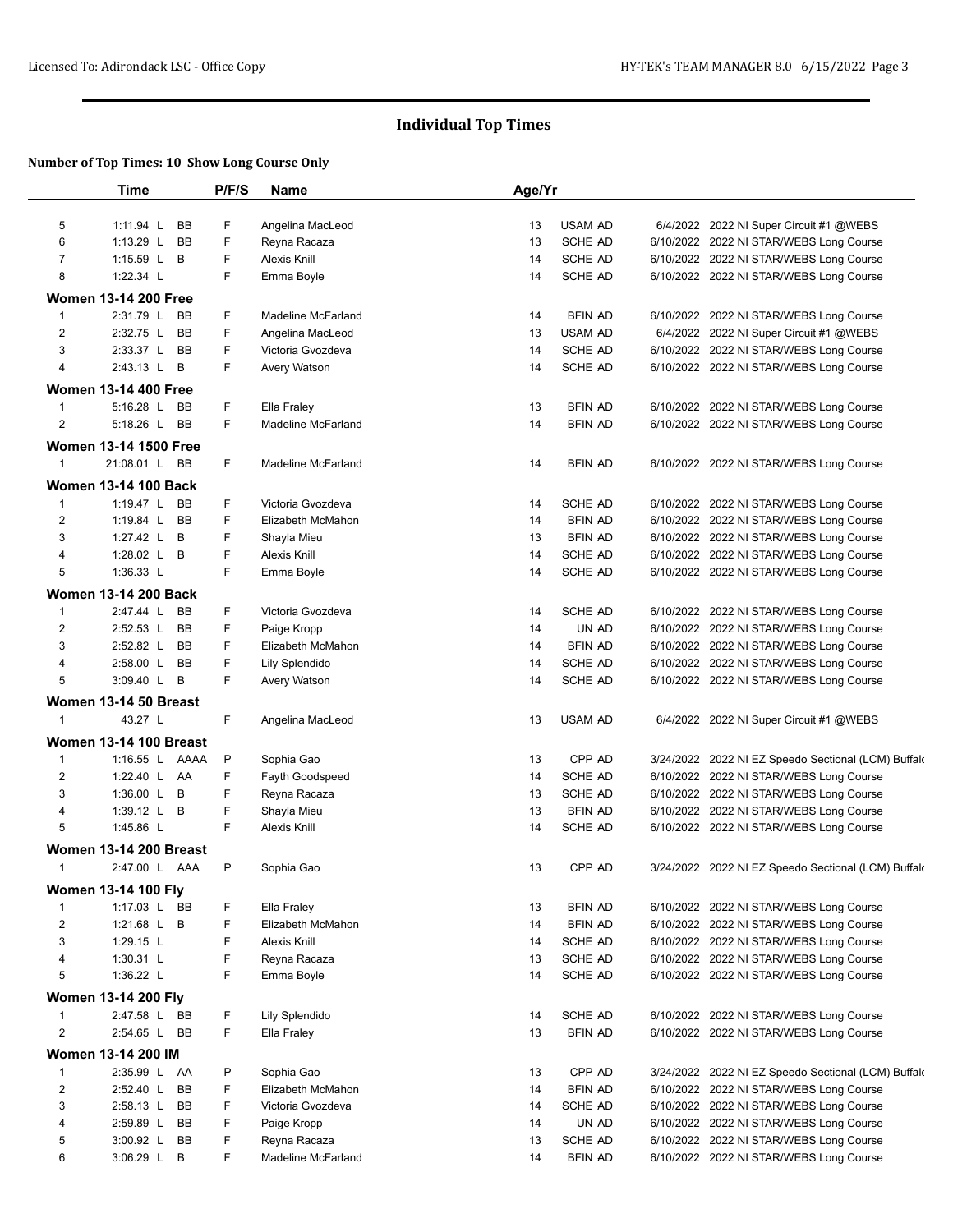# Individual Top Times

**Number of Top Times: 10 Show Long Course Only**

| | Time | | P/F/S | Name | Age/Yr | | | |
|---|---|---|---|---|---|---|---|---|
| 5 | 1:11.94 L | BB | F | Angelina MacLeod | 13 | USAM AD | 6/4/2022 | 2022 NI Super Circuit #1 @WEBS |
| 6 | 1:13.29 L | BB | F | Reyna Racaza | 13 | SCHE AD | 6/10/2022 | 2022 NI STAR/WEBS Long Course |
| 7 | 1:15.59 L | B | F | Alexis Knill | 14 | SCHE AD | 6/10/2022 | 2022 NI STAR/WEBS Long Course |
| 8 | 1:22.34 L | | F | Emma Boyle | 14 | SCHE AD | 6/10/2022 | 2022 NI STAR/WEBS Long Course |
| **Women 13-14 200 Free** | | | | | | | | |
| 1 | 2:31.79 L | BB | F | Madeline McFarland | 14 | BFIN AD | 6/10/2022 | 2022 NI STAR/WEBS Long Course |
| 2 | 2:32.75 L | BB | F | Angelina MacLeod | 13 | USAM AD | 6/4/2022 | 2022 NI Super Circuit #1 @WEBS |
| 3 | 2:33.37 L | BB | F | Victoria Gvozdeva | 14 | SCHE AD | 6/10/2022 | 2022 NI STAR/WEBS Long Course |
| 4 | 2:43.13 L | B | F | Avery Watson | 14 | SCHE AD | 6/10/2022 | 2022 NI STAR/WEBS Long Course |
| **Women 13-14 400 Free** | | | | | | | | |
| 1 | 5:16.28 L | BB | F | Ella Fraley | 13 | BFIN AD | 6/10/2022 | 2022 NI STAR/WEBS Long Course |
| 2 | 5:18.26 L | BB | F | Madeline McFarland | 14 | BFIN AD | 6/10/2022 | 2022 NI STAR/WEBS Long Course |
| **Women 13-14 1500 Free** | | | | | | | | |
| 1 | 21:08.01 L | BB | F | Madeline McFarland | 14 | BFIN AD | 6/10/2022 | 2022 NI STAR/WEBS Long Course |
| **Women 13-14 100 Back** | | | | | | | | |
| 1 | 1:19.47 L | BB | F | Victoria Gvozdeva | 14 | SCHE AD | 6/10/2022 | 2022 NI STAR/WEBS Long Course |
| 2 | 1:19.84 L | BB | F | Elizabeth McMahon | 14 | BFIN AD | 6/10/2022 | 2022 NI STAR/WEBS Long Course |
| 3 | 1:27.42 L | B | F | Shayla Mieu | 13 | BFIN AD | 6/10/2022 | 2022 NI STAR/WEBS Long Course |
| 4 | 1:28.02 L | B | F | Alexis Knill | 14 | SCHE AD | 6/10/2022 | 2022 NI STAR/WEBS Long Course |
| 5 | 1:36.33 L | | F | Emma Boyle | 14 | SCHE AD | 6/10/2022 | 2022 NI STAR/WEBS Long Course |
| **Women 13-14 200 Back** | | | | | | | | |
| 1 | 2:47.44 L | BB | F | Victoria Gvozdeva | 14 | SCHE AD | 6/10/2022 | 2022 NI STAR/WEBS Long Course |
| 2 | 2:52.53 L | BB | F | Paige Kropp | 14 | UN AD | 6/10/2022 | 2022 NI STAR/WEBS Long Course |
| 3 | 2:52.82 L | BB | F | Elizabeth McMahon | 14 | BFIN AD | 6/10/2022 | 2022 NI STAR/WEBS Long Course |
| 4 | 2:58.00 L | BB | F | Lily Splendido | 14 | SCHE AD | 6/10/2022 | 2022 NI STAR/WEBS Long Course |
| 5 | 3:09.40 L | B | F | Avery Watson | 14 | SCHE AD | 6/10/2022 | 2022 NI STAR/WEBS Long Course |
| **Women 13-14 50 Breast** | | | | | | | | |
| 1 | 43.27 L | | F | Angelina MacLeod | 13 | USAM AD | 6/4/2022 | 2022 NI Super Circuit #1 @WEBS |
| **Women 13-14 100 Breast** | | | | | | | | |
| 1 | 1:16.55 L | AAAA | P | Sophia Gao | 13 | CPP AD | 3/24/2022 | 2022 NI EZ Speedo Sectional (LCM) Buffalo |
| 2 | 1:22.40 L | AA | F | Fayth Goodspeed | 14 | SCHE AD | 6/10/2022 | 2022 NI STAR/WEBS Long Course |
| 3 | 1:36.00 L | B | F | Reyna Racaza | 13 | SCHE AD | 6/10/2022 | 2022 NI STAR/WEBS Long Course |
| 4 | 1:39.12 L | B | F | Shayla Mieu | 13 | BFIN AD | 6/10/2022 | 2022 NI STAR/WEBS Long Course |
| 5 | 1:45.86 L | | F | Alexis Knill | 14 | SCHE AD | 6/10/2022 | 2022 NI STAR/WEBS Long Course |
| **Women 13-14 200 Breast** | | | | | | | | |
| 1 | 2:47.00 L | AAA | P | Sophia Gao | 13 | CPP AD | 3/24/2022 | 2022 NI EZ Speedo Sectional (LCM) Buffalo |
| **Women 13-14 100 Fly** | | | | | | | | |
| 1 | 1:17.03 L | BB | F | Ella Fraley | 13 | BFIN AD | 6/10/2022 | 2022 NI STAR/WEBS Long Course |
| 2 | 1:21.68 L | B | F | Elizabeth McMahon | 14 | BFIN AD | 6/10/2022 | 2022 NI STAR/WEBS Long Course |
| 3 | 1:29.15 L | | F | Alexis Knill | 14 | SCHE AD | 6/10/2022 | 2022 NI STAR/WEBS Long Course |
| 4 | 1:30.31 L | | F | Reyna Racaza | 13 | SCHE AD | 6/10/2022 | 2022 NI STAR/WEBS Long Course |
| 5 | 1:36.22 L | | F | Emma Boyle | 14 | SCHE AD | 6/10/2022 | 2022 NI STAR/WEBS Long Course |
| **Women 13-14 200 Fly** | | | | | | | | |
| 1 | 2:47.58 L | BB | F | Lily Splendido | 14 | SCHE AD | 6/10/2022 | 2022 NI STAR/WEBS Long Course |
| 2 | 2:54.65 L | BB | F | Ella Fraley | 13 | BFIN AD | 6/10/2022 | 2022 NI STAR/WEBS Long Course |
| **Women 13-14 200 IM** | | | | | | | | |
| 1 | 2:35.99 L | AA | P | Sophia Gao | 13 | CPP AD | 3/24/2022 | 2022 NI EZ Speedo Sectional (LCM) Buffalo |
| 2 | 2:52.40 L | BB | F | Elizabeth McMahon | 14 | BFIN AD | 6/10/2022 | 2022 NI STAR/WEBS Long Course |
| 3 | 2:58.13 L | BB | F | Victoria Gvozdeva | 14 | SCHE AD | 6/10/2022 | 2022 NI STAR/WEBS Long Course |
| 4 | 2:59.89 L | BB | F | Paige Kropp | 14 | UN AD | 6/10/2022 | 2022 NI STAR/WEBS Long Course |
| 5 | 3:00.92 L | BB | F | Reyna Racaza | 13 | SCHE AD | 6/10/2022 | 2022 NI STAR/WEBS Long Course |
| 6 | 3:06.29 L | B | F | Madeline McFarland | 14 | BFIN AD | 6/10/2022 | 2022 NI STAR/WEBS Long Course |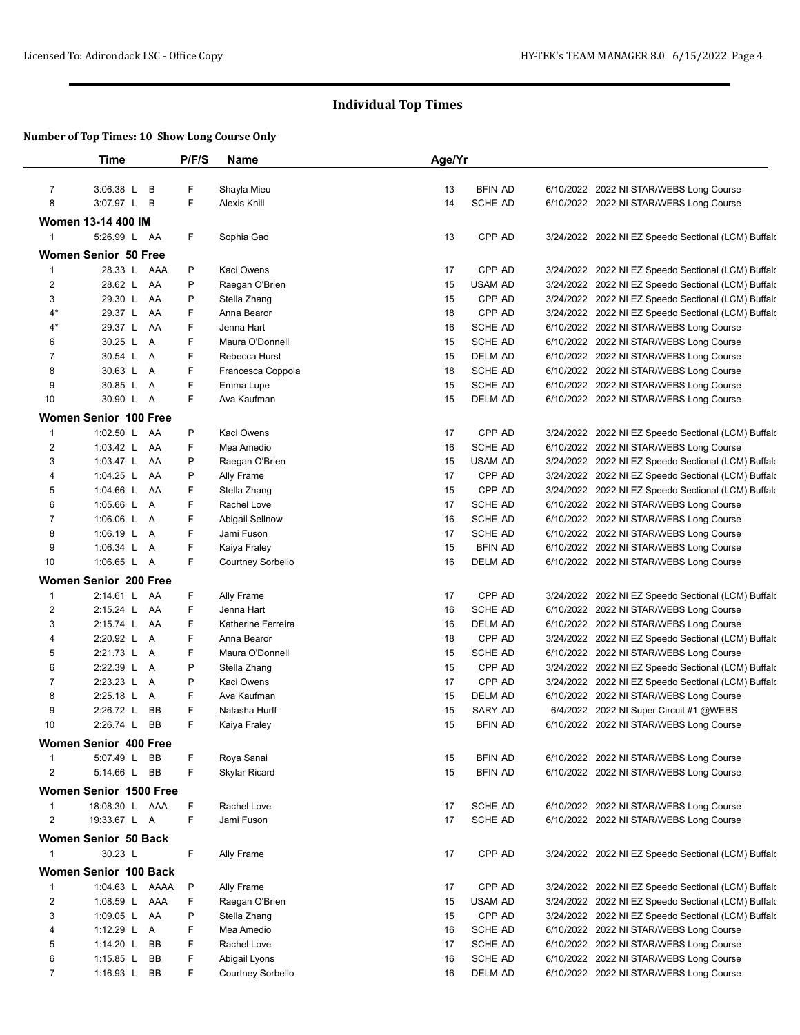## Individual Top Times

**Number of Top Times: 10 Show Long Course Only**

| | Time | | P/F/S | Name | Age/Yr | | | |
|---|---|---|---|---|---|---|---|---|
| 7 | 3:06.38 L | B | F | Shayla Mieu | 13 | BFIN AD | 6/10/2022 | 2022 NI STAR/WEBS Long Course |
| 8 | 3:07.97 L | B | F | Alexis Knill | 14 | SCHE AD | 6/10/2022 | 2022 NI STAR/WEBS Long Course |
| **Women 13-14 400 IM** | | | | | | | | |
| 1 | 5:26.99 L | AA | F | Sophia Gao | 13 | CPP AD | 3/24/2022 | 2022 NI EZ Speedo Sectional (LCM) Buffalo |
| **Women Senior 50 Free** | | | | | | | | |
| 1 | 28.33 L | AAA | P | Kaci Owens | 17 | CPP AD | 3/24/2022 | 2022 NI EZ Speedo Sectional (LCM) Buffalo |
| 2 | 28.62 L | AA | P | Raegan O'Brien | 15 | USAM AD | 3/24/2022 | 2022 NI EZ Speedo Sectional (LCM) Buffalo |
| 3 | 29.30 L | AA | P | Stella Zhang | 15 | CPP AD | 3/24/2022 | 2022 NI EZ Speedo Sectional (LCM) Buffalo |
| 4* | 29.37 L | AA | F | Anna Bearor | 18 | CPP AD | 3/24/2022 | 2022 NI EZ Speedo Sectional (LCM) Buffalo |
| 4* | 29.37 L | AA | F | Jenna Hart | 16 | SCHE AD | 6/10/2022 | 2022 NI STAR/WEBS Long Course |
| 6 | 30.25 L | A | F | Maura O'Donnell | 15 | SCHE AD | 6/10/2022 | 2022 NI STAR/WEBS Long Course |
| 7 | 30.54 L | A | F | Rebecca Hurst | 15 | DELM AD | 6/10/2022 | 2022 NI STAR/WEBS Long Course |
| 8 | 30.63 L | A | F | Francesca Coppola | 18 | SCHE AD | 6/10/2022 | 2022 NI STAR/WEBS Long Course |
| 9 | 30.85 L | A | F | Emma Lupe | 15 | SCHE AD | 6/10/2022 | 2022 NI STAR/WEBS Long Course |
| 10 | 30.90 L | A | F | Ava Kaufman | 15 | DELM AD | 6/10/2022 | 2022 NI STAR/WEBS Long Course |
| **Women Senior 100 Free** | | | | | | | | |
| 1 | 1:02.50 L | AA | P | Kaci Owens | 17 | CPP AD | 3/24/2022 | 2022 NI EZ Speedo Sectional (LCM) Buffalo |
| 2 | 1:03.42 L | AA | F | Mea Amedio | 16 | SCHE AD | 6/10/2022 | 2022 NI STAR/WEBS Long Course |
| 3 | 1:03.47 L | AA | P | Raegan O'Brien | 15 | USAM AD | 3/24/2022 | 2022 NI EZ Speedo Sectional (LCM) Buffalo |
| 4 | 1:04.25 L | AA | P | Ally Frame | 17 | CPP AD | 3/24/2022 | 2022 NI EZ Speedo Sectional (LCM) Buffalo |
| 5 | 1:04.66 L | AA | F | Stella Zhang | 15 | CPP AD | 3/24/2022 | 2022 NI EZ Speedo Sectional (LCM) Buffalo |
| 6 | 1:05.66 L | A | F | Rachel Love | 17 | SCHE AD | 6/10/2022 | 2022 NI STAR/WEBS Long Course |
| 7 | 1:06.06 L | A | F | Abigail Sellnow | 16 | SCHE AD | 6/10/2022 | 2022 NI STAR/WEBS Long Course |
| 8 | 1:06.19 L | A | F | Jami Fuson | 17 | SCHE AD | 6/10/2022 | 2022 NI STAR/WEBS Long Course |
| 9 | 1:06.34 L | A | F | Kaiya Fraley | 15 | BFIN AD | 6/10/2022 | 2022 NI STAR/WEBS Long Course |
| 10 | 1:06.65 L | A | F | Courtney Sorbello | 16 | DELM AD | 6/10/2022 | 2022 NI STAR/WEBS Long Course |
| **Women Senior 200 Free** | | | | | | | | |
| 1 | 2:14.61 L | AA | F | Ally Frame | 17 | CPP AD | 3/24/2022 | 2022 NI EZ Speedo Sectional (LCM) Buffalo |
| 2 | 2:15.24 L | AA | F | Jenna Hart | 16 | SCHE AD | 6/10/2022 | 2022 NI STAR/WEBS Long Course |
| 3 | 2:15.74 L | AA | F | Katherine Ferreira | 16 | DELM AD | 6/10/2022 | 2022 NI STAR/WEBS Long Course |
| 4 | 2:20.92 L | A | F | Anna Bearor | 18 | CPP AD | 3/24/2022 | 2022 NI EZ Speedo Sectional (LCM) Buffalo |
| 5 | 2:21.73 L | A | F | Maura O'Donnell | 15 | SCHE AD | 6/10/2022 | 2022 NI STAR/WEBS Long Course |
| 6 | 2:22.39 L | A | P | Stella Zhang | 15 | CPP AD | 3/24/2022 | 2022 NI EZ Speedo Sectional (LCM) Buffalo |
| 7 | 2:23.23 L | A | P | Kaci Owens | 17 | CPP AD | 3/24/2022 | 2022 NI EZ Speedo Sectional (LCM) Buffalo |
| 8 | 2:25.18 L | A | F | Ava Kaufman | 15 | DELM AD | 6/10/2022 | 2022 NI STAR/WEBS Long Course |
| 9 | 2:26.72 L | BB | F | Natasha Hurff | 15 | SARY AD | 6/4/2022 | 2022 NI Super Circuit #1 @WEBS |
| 10 | 2:26.74 L | BB | F | Kaiya Fraley | 15 | BFIN AD | 6/10/2022 | 2022 NI STAR/WEBS Long Course |
| **Women Senior 400 Free** | | | | | | | | |
| 1 | 5:07.49 L | BB | F | Roya Sanai | 15 | BFIN AD | 6/10/2022 | 2022 NI STAR/WEBS Long Course |
| 2 | 5:14.66 L | BB | F | Skylar Ricard | 15 | BFIN AD | 6/10/2022 | 2022 NI STAR/WEBS Long Course |
| **Women Senior 1500 Free** | | | | | | | | |
| 1 | 18:08.30 L | AAA | F | Rachel Love | 17 | SCHE AD | 6/10/2022 | 2022 NI STAR/WEBS Long Course |
| 2 | 19:33.67 L | A | F | Jami Fuson | 17 | SCHE AD | 6/10/2022 | 2022 NI STAR/WEBS Long Course |
| **Women Senior 50 Back** | | | | | | | | |
| 1 | 30.23 L | | F | Ally Frame | 17 | CPP AD | 3/24/2022 | 2022 NI EZ Speedo Sectional (LCM) Buffalo |
| **Women Senior 100 Back** | | | | | | | | |
| 1 | 1:04.63 L | AAAA | P | Ally Frame | 17 | CPP AD | 3/24/2022 | 2022 NI EZ Speedo Sectional (LCM) Buffalo |
| 2 | 1:08.59 L | AAA | F | Raegan O'Brien | 15 | USAM AD | 3/24/2022 | 2022 NI EZ Speedo Sectional (LCM) Buffalo |
| 3 | 1:09.05 L | AA | P | Stella Zhang | 15 | CPP AD | 3/24/2022 | 2022 NI EZ Speedo Sectional (LCM) Buffalo |
| 4 | 1:12.29 L | A | F | Mea Amedio | 16 | SCHE AD | 6/10/2022 | 2022 NI STAR/WEBS Long Course |
| 5 | 1:14.20 L | BB | F | Rachel Love | 17 | SCHE AD | 6/10/2022 | 2022 NI STAR/WEBS Long Course |
| 6 | 1:15.85 L | BB | F | Abigail Lyons | 16 | SCHE AD | 6/10/2022 | 2022 NI STAR/WEBS Long Course |
| 7 | 1:16.93 L | BB | F | Courtney Sorbello | 16 | DELM AD | 6/10/2022 | 2022 NI STAR/WEBS Long Course |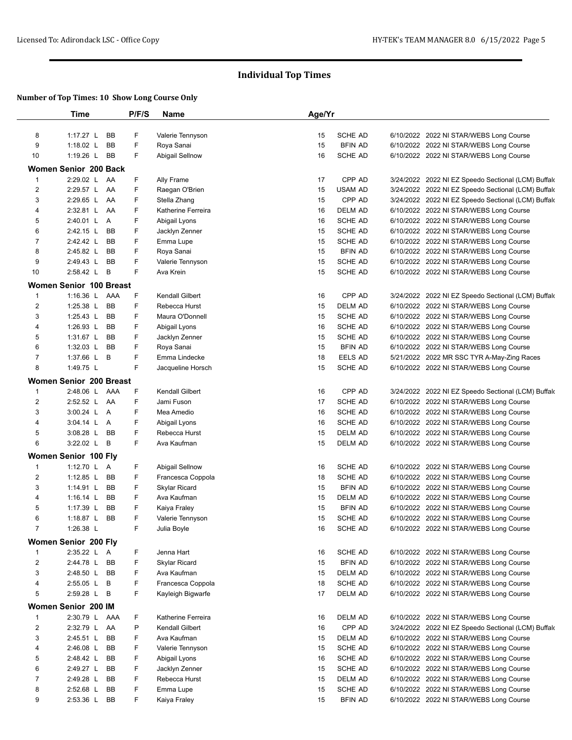# Individual Top Times

### Number of Top Times: 10 Show Long Course Only

| | Time | | P/F/S | Name | Age/Yr | | | |
|---|---|---|---|---|---|---|---|---|
| 8 | 1:17.27 L | BB | F | Valerie Tennyson | 15 | SCHE AD | 6/10/2022 | 2022 NI STAR/WEBS Long Course |
| 9 | 1:18.02 L | BB | F | Roya Sanai | 15 | BFIN AD | 6/10/2022 | 2022 NI STAR/WEBS Long Course |
| 10 | 1:19.26 L | BB | F | Abigail Sellnow | 16 | SCHE AD | 6/10/2022 | 2022 NI STAR/WEBS Long Course |
| **Women Senior 200 Back** | | | | | | | | |
| 1 | 2:29.02 L | AA | F | Ally Frame | 17 | CPP AD | 3/24/2022 | 2022 NI EZ Speedo Sectional (LCM) Buffalo |
| 2 | 2:29.57 L | AA | F | Raegan O'Brien | 15 | USAM AD | 3/24/2022 | 2022 NI EZ Speedo Sectional (LCM) Buffalo |
| 3 | 2:29.65 L | AA | F | Stella Zhang | 15 | CPP AD | 3/24/2022 | 2022 NI EZ Speedo Sectional (LCM) Buffalo |
| 4 | 2:32.81 L | AA | F | Katherine Ferreira | 16 | DELM AD | 6/10/2022 | 2022 NI STAR/WEBS Long Course |
| 5 | 2:40.01 L | A | F | Abigail Lyons | 16 | SCHE AD | 6/10/2022 | 2022 NI STAR/WEBS Long Course |
| 6 | 2:42.15 L | BB | F | Jacklyn Zenner | 15 | SCHE AD | 6/10/2022 | 2022 NI STAR/WEBS Long Course |
| 7 | 2:42.42 L | BB | F | Emma Lupe | 15 | SCHE AD | 6/10/2022 | 2022 NI STAR/WEBS Long Course |
| 8 | 2:45.82 L | BB | F | Roya Sanai | 15 | BFIN AD | 6/10/2022 | 2022 NI STAR/WEBS Long Course |
| 9 | 2:49.43 L | BB | F | Valerie Tennyson | 15 | SCHE AD | 6/10/2022 | 2022 NI STAR/WEBS Long Course |
| 10 | 2:58.42 L | B | F | Ava Krein | 15 | SCHE AD | 6/10/2022 | 2022 NI STAR/WEBS Long Course |
| **Women Senior 100 Breast** | | | | | | | | |
| 1 | 1:16.36 L | AAA | F | Kendall Gilbert | 16 | CPP AD | 3/24/2022 | 2022 NI EZ Speedo Sectional (LCM) Buffalo |
| 2 | 1:25.38 L | BB | F | Rebecca Hurst | 15 | DELM AD | 6/10/2022 | 2022 NI STAR/WEBS Long Course |
| 3 | 1:25.43 L | BB | F | Maura O'Donnell | 15 | SCHE AD | 6/10/2022 | 2022 NI STAR/WEBS Long Course |
| 4 | 1:26.93 L | BB | F | Abigail Lyons | 16 | SCHE AD | 6/10/2022 | 2022 NI STAR/WEBS Long Course |
| 5 | 1:31.67 L | BB | F | Jacklyn Zenner | 15 | SCHE AD | 6/10/2022 | 2022 NI STAR/WEBS Long Course |
| 6 | 1:32.03 L | BB | F | Roya Sanai | 15 | BFIN AD | 6/10/2022 | 2022 NI STAR/WEBS Long Course |
| 7 | 1:37.66 L | B | F | Emma Lindecke | 18 | EELS AD | 5/21/2022 | 2022 MR SSC TYR A-May-Zing Races |
| 8 | 1:49.75 L | | F | Jacqueline Horsch | 15 | SCHE AD | 6/10/2022 | 2022 NI STAR/WEBS Long Course |
| **Women Senior 200 Breast** | | | | | | | | |
| 1 | 2:48.06 L | AAA | F | Kendall Gilbert | 16 | CPP AD | 3/24/2022 | 2022 NI EZ Speedo Sectional (LCM) Buffalo |
| 2 | 2:52.52 L | AA | F | Jami Fuson | 17 | SCHE AD | 6/10/2022 | 2022 NI STAR/WEBS Long Course |
| 3 | 3:00.24 L | A | F | Mea Amedio | 16 | SCHE AD | 6/10/2022 | 2022 NI STAR/WEBS Long Course |
| 4 | 3:04.14 L | A | F | Abigail Lyons | 16 | SCHE AD | 6/10/2022 | 2022 NI STAR/WEBS Long Course |
| 5 | 3:08.28 L | BB | F | Rebecca Hurst | 15 | DELM AD | 6/10/2022 | 2022 NI STAR/WEBS Long Course |
| 6 | 3:22.02 L | B | F | Ava Kaufman | 15 | DELM AD | 6/10/2022 | 2022 NI STAR/WEBS Long Course |
| **Women Senior 100 Fly** | | | | | | | | |
| 1 | 1:12.70 L | A | F | Abigail Sellnow | 16 | SCHE AD | 6/10/2022 | 2022 NI STAR/WEBS Long Course |
| 2 | 1:12.85 L | BB | F | Francesca Coppola | 18 | SCHE AD | 6/10/2022 | 2022 NI STAR/WEBS Long Course |
| 3 | 1:14.91 L | BB | F | Skylar Ricard | 15 | BFIN AD | 6/10/2022 | 2022 NI STAR/WEBS Long Course |
| 4 | 1:16.14 L | BB | F | Ava Kaufman | 15 | DELM AD | 6/10/2022 | 2022 NI STAR/WEBS Long Course |
| 5 | 1:17.39 L | BB | F | Kaiya Fraley | 15 | BFIN AD | 6/10/2022 | 2022 NI STAR/WEBS Long Course |
| 6 | 1:18.87 L | BB | F | Valerie Tennyson | 15 | SCHE AD | 6/10/2022 | 2022 NI STAR/WEBS Long Course |
| 7 | 1:26.38 L | | F | Julia Boyle | 16 | SCHE AD | 6/10/2022 | 2022 NI STAR/WEBS Long Course |
| **Women Senior 200 Fly** | | | | | | | | |
| 1 | 2:35.22 L | A | F | Jenna Hart | 16 | SCHE AD | 6/10/2022 | 2022 NI STAR/WEBS Long Course |
| 2 | 2:44.78 L | BB | F | Skylar Ricard | 15 | BFIN AD | 6/10/2022 | 2022 NI STAR/WEBS Long Course |
| 3 | 2:48.50 L | BB | F | Ava Kaufman | 15 | DELM AD | 6/10/2022 | 2022 NI STAR/WEBS Long Course |
| 4 | 2:55.05 L | B | F | Francesca Coppola | 18 | SCHE AD | 6/10/2022 | 2022 NI STAR/WEBS Long Course |
| 5 | 2:59.28 L | B | F | Kayleigh Bigwarfe | 17 | DELM AD | 6/10/2022 | 2022 NI STAR/WEBS Long Course |
| **Women Senior 200 IM** | | | | | | | | |
| 1 | 2:30.79 L | AAA | F | Katherine Ferreira | 16 | DELM AD | 6/10/2022 | 2022 NI STAR/WEBS Long Course |
| 2 | 2:32.79 L | AA | P | Kendall Gilbert | 16 | CPP AD | 3/24/2022 | 2022 NI EZ Speedo Sectional (LCM) Buffalo |
| 3 | 2:45.51 L | BB | F | Ava Kaufman | 15 | DELM AD | 6/10/2022 | 2022 NI STAR/WEBS Long Course |
| 4 | 2:46.08 L | BB | F | Valerie Tennyson | 15 | SCHE AD | 6/10/2022 | 2022 NI STAR/WEBS Long Course |
| 5 | 2:48.42 L | BB | F | Abigail Lyons | 16 | SCHE AD | 6/10/2022 | 2022 NI STAR/WEBS Long Course |
| 6 | 2:49.27 L | BB | F | Jacklyn Zenner | 15 | SCHE AD | 6/10/2022 | 2022 NI STAR/WEBS Long Course |
| 7 | 2:49.28 L | BB | F | Rebecca Hurst | 15 | DELM AD | 6/10/2022 | 2022 NI STAR/WEBS Long Course |
| 8 | 2:52.68 L | BB | F | Emma Lupe | 15 | SCHE AD | 6/10/2022 | 2022 NI STAR/WEBS Long Course |
| 9 | 2:53.36 L | BB | F | Kaiya Fraley | 15 | BFIN AD | 6/10/2022 | 2022 NI STAR/WEBS Long Course |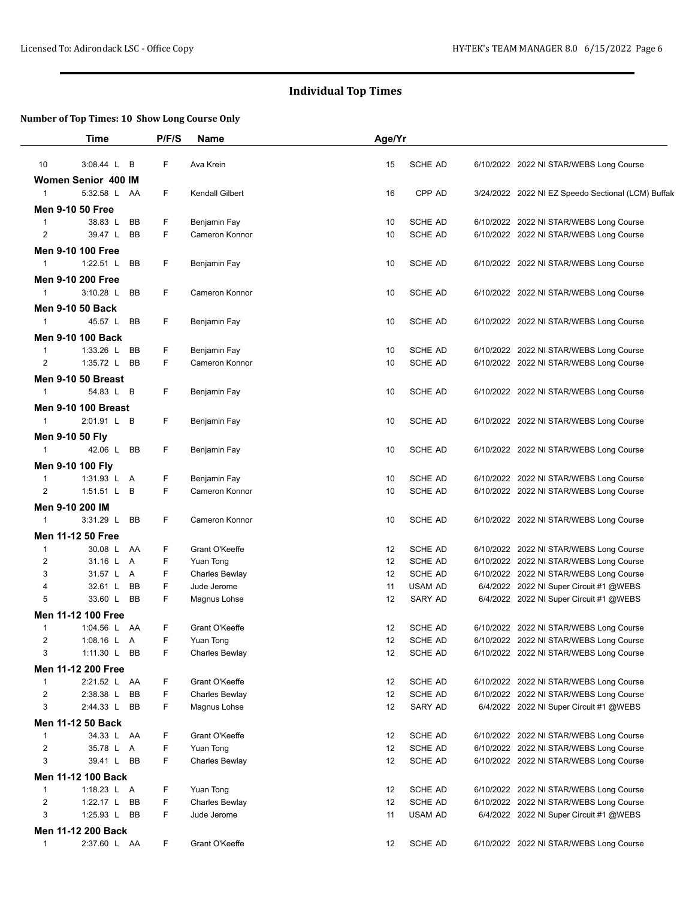## Individual Top Times

### Number of Top Times: 10 Show Long Course Only

| | Time | | P/F/S | Name | Age/Yr | | | |
|---|---|---|---|---|---|---|---|---|
| 10 | 3:08.44 L | B | F | Ava Krein | 15 | SCHE AD | 6/10/2022 | 2022 NI STAR/WEBS Long Course |
| **Women Senior 400 IM** | | | | | | | | |
| 1 | 5:32.58 L | AA | F | Kendall Gilbert | 16 | CPP AD | 3/24/2022 | 2022 NI EZ Speedo Sectional (LCM) Buffalo |
| **Men 9-10 50 Free** | | | | | | | | |
| 1 | 38.83 L | BB | F | Benjamin Fay | 10 | SCHE AD | 6/10/2022 | 2022 NI STAR/WEBS Long Course |
| 2 | 39.47 L | BB | F | Cameron Konnor | 10 | SCHE AD | 6/10/2022 | 2022 NI STAR/WEBS Long Course |
| **Men 9-10 100 Free** | | | | | | | | |
| 1 | 1:22.51 L | BB | F | Benjamin Fay | 10 | SCHE AD | 6/10/2022 | 2022 NI STAR/WEBS Long Course |
| **Men 9-10 200 Free** | | | | | | | | |
| 1 | 3:10.28 L | BB | F | Cameron Konnor | 10 | SCHE AD | 6/10/2022 | 2022 NI STAR/WEBS Long Course |
| **Men 9-10 50 Back** | | | | | | | | |
| 1 | 45.57 L | BB | F | Benjamin Fay | 10 | SCHE AD | 6/10/2022 | 2022 NI STAR/WEBS Long Course |
| **Men 9-10 100 Back** | | | | | | | | |
| 1 | 1:33.26 L | BB | F | Benjamin Fay | 10 | SCHE AD | 6/10/2022 | 2022 NI STAR/WEBS Long Course |
| 2 | 1:35.72 L | BB | F | Cameron Konnor | 10 | SCHE AD | 6/10/2022 | 2022 NI STAR/WEBS Long Course |
| **Men 9-10 50 Breast** | | | | | | | | |
| 1 | 54.83 L | B | F | Benjamin Fay | 10 | SCHE AD | 6/10/2022 | 2022 NI STAR/WEBS Long Course |
| **Men 9-10 100 Breast** | | | | | | | | |
| 1 | 2:01.91 L | B | F | Benjamin Fay | 10 | SCHE AD | 6/10/2022 | 2022 NI STAR/WEBS Long Course |
| **Men 9-10 50 Fly** | | | | | | | | |
| 1 | 42.06 L | BB | F | Benjamin Fay | 10 | SCHE AD | 6/10/2022 | 2022 NI STAR/WEBS Long Course |
| **Men 9-10 100 Fly** | | | | | | | | |
| 1 | 1:31.93 L | A | F | Benjamin Fay | 10 | SCHE AD | 6/10/2022 | 2022 NI STAR/WEBS Long Course |
| 2 | 1:51.51 L | B | F | Cameron Konnor | 10 | SCHE AD | 6/10/2022 | 2022 NI STAR/WEBS Long Course |
| **Men 9-10 200 IM** | | | | | | | | |
| 1 | 3:31.29 L | BB | F | Cameron Konnor | 10 | SCHE AD | 6/10/2022 | 2022 NI STAR/WEBS Long Course |
| **Men 11-12 50 Free** | | | | | | | | |
| 1 | 30.08 L | AA | F | Grant O'Keeffe | 12 | SCHE AD | 6/10/2022 | 2022 NI STAR/WEBS Long Course |
| 2 | 31.16 L | A | F | Yuan Tong | 12 | SCHE AD | 6/10/2022 | 2022 NI STAR/WEBS Long Course |
| 3 | 31.57 L | A | F | Charles Bewlay | 12 | SCHE AD | 6/10/2022 | 2022 NI STAR/WEBS Long Course |
| 4 | 32.61 L | BB | F | Jude Jerome | 11 | USAM AD | 6/4/2022 | 2022 NI Super Circuit #1 @WEBS |
| 5 | 33.60 L | BB | F | Magnus Lohse | 12 | SARY AD | 6/4/2022 | 2022 NI Super Circuit #1 @WEBS |
| **Men 11-12 100 Free** | | | | | | | | |
| 1 | 1:04.56 L | AA | F | Grant O'Keeffe | 12 | SCHE AD | 6/10/2022 | 2022 NI STAR/WEBS Long Course |
| 2 | 1:08.16 L | A | F | Yuan Tong | 12 | SCHE AD | 6/10/2022 | 2022 NI STAR/WEBS Long Course |
| 3 | 1:11.30 L | BB | F | Charles Bewlay | 12 | SCHE AD | 6/10/2022 | 2022 NI STAR/WEBS Long Course |
| **Men 11-12 200 Free** | | | | | | | | |
| 1 | 2:21.52 L | AA | F | Grant O'Keeffe | 12 | SCHE AD | 6/10/2022 | 2022 NI STAR/WEBS Long Course |
| 2 | 2:38.38 L | BB | F | Charles Bewlay | 12 | SCHE AD | 6/10/2022 | 2022 NI STAR/WEBS Long Course |
| 3 | 2:44.33 L | BB | F | Magnus Lohse | 12 | SARY AD | 6/4/2022 | 2022 NI Super Circuit #1 @WEBS |
| **Men 11-12 50 Back** | | | | | | | | |
| 1 | 34.33 L | AA | F | Grant O'Keeffe | 12 | SCHE AD | 6/10/2022 | 2022 NI STAR/WEBS Long Course |
| 2 | 35.78 L | A | F | Yuan Tong | 12 | SCHE AD | 6/10/2022 | 2022 NI STAR/WEBS Long Course |
| 3 | 39.41 L | BB | F | Charles Bewlay | 12 | SCHE AD | 6/10/2022 | 2022 NI STAR/WEBS Long Course |
| **Men 11-12 100 Back** | | | | | | | | |
| 1 | 1:18.23 L | A | F | Yuan Tong | 12 | SCHE AD | 6/10/2022 | 2022 NI STAR/WEBS Long Course |
| 2 | 1:22.17 L | BB | F | Charles Bewlay | 12 | SCHE AD | 6/10/2022 | 2022 NI STAR/WEBS Long Course |
| 3 | 1:25.93 L | BB | F | Jude Jerome | 11 | USAM AD | 6/4/2022 | 2022 NI Super Circuit #1 @WEBS |
| **Men 11-12 200 Back** | | | | | | | | |
| 1 | 2:37.60 L | AA | F | Grant O'Keeffe | 12 | SCHE AD | 6/10/2022 | 2022 NI STAR/WEBS Long Course |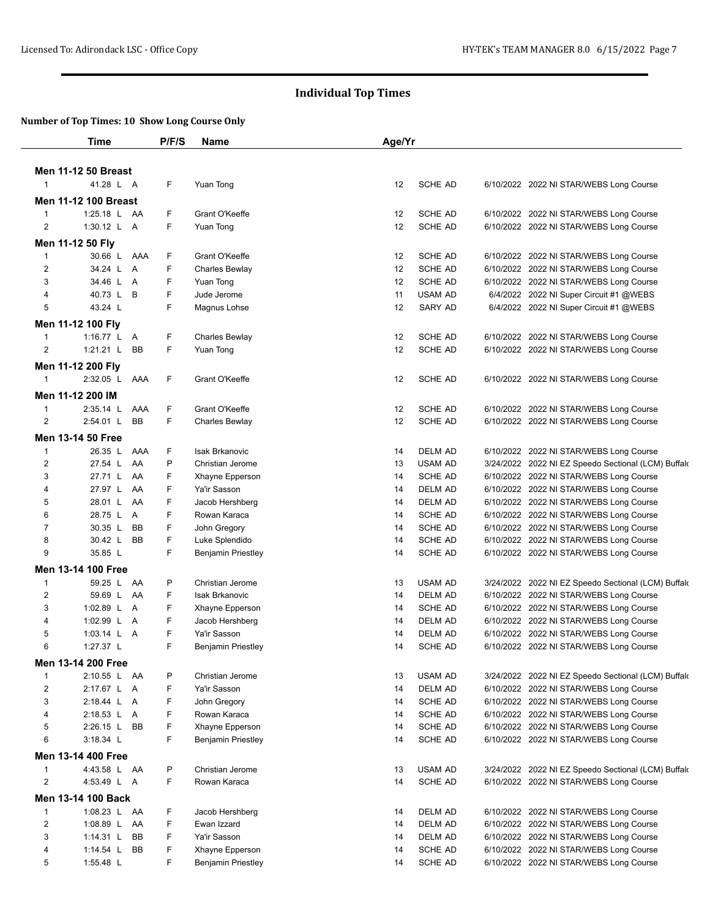# Individual Top Times

**Number of Top Times: 10 Show Long Course Only**

| | Time | | P/F/S | Name | Age/Yr | | | |
|---|---|---|---|---|---|---|---|---|
| **Men 11-12 50 Breast** | | | | | | | | |
| 1 | 41.28 L | A | F | Yuan Tong | 12 | SCHE AD | 6/10/2022 | 2022 NI STAR/WEBS Long Course |
| **Men 11-12 100 Breast** | | | | | | | | |
| 1 | 1:25.18 L | AA | F | Grant O'Keeffe | 12 | SCHE AD | 6/10/2022 | 2022 NI STAR/WEBS Long Course |
| 2 | 1:30.12 L | A | F | Yuan Tong | 12 | SCHE AD | 6/10/2022 | 2022 NI STAR/WEBS Long Course |
| **Men 11-12 50 Fly** | | | | | | | | |
| 1 | 30.66 L | AAA | F | Grant O'Keeffe | 12 | SCHE AD | 6/10/2022 | 2022 NI STAR/WEBS Long Course |
| 2 | 34.24 L | A | F | Charles Bewlay | 12 | SCHE AD | 6/10/2022 | 2022 NI STAR/WEBS Long Course |
| 3 | 34.46 L | A | F | Yuan Tong | 12 | SCHE AD | 6/10/2022 | 2022 NI STAR/WEBS Long Course |
| 4 | 40.73 L | B | F | Jude Jerome | 11 | USAM AD | 6/4/2022 | 2022 NI Super Circuit #1 @WEBS |
| 5 | 43.24 L | | F | Magnus Lohse | 12 | SARY AD | 6/4/2022 | 2022 NI Super Circuit #1 @WEBS |
| **Men 11-12 100 Fly** | | | | | | | | |
| 1 | 1:16.77 L | A | F | Charles Bewlay | 12 | SCHE AD | 6/10/2022 | 2022 NI STAR/WEBS Long Course |
| 2 | 1:21.21 L | BB | F | Yuan Tong | 12 | SCHE AD | 6/10/2022 | 2022 NI STAR/WEBS Long Course |
| **Men 11-12 200 Fly** | | | | | | | | |
| 1 | 2:32.05 L | AAA | F | Grant O'Keeffe | 12 | SCHE AD | 6/10/2022 | 2022 NI STAR/WEBS Long Course |
| **Men 11-12 200 IM** | | | | | | | | |
| 1 | 2:35.14 L | AAA | F | Grant O'Keeffe | 12 | SCHE AD | 6/10/2022 | 2022 NI STAR/WEBS Long Course |
| 2 | 2:54.01 L | BB | F | Charles Bewlay | 12 | SCHE AD | 6/10/2022 | 2022 NI STAR/WEBS Long Course |
| **Men 13-14 50 Free** | | | | | | | | |
| 1 | 26.35 L | AAA | F | Isak Brkanovic | 14 | DELM AD | 6/10/2022 | 2022 NI STAR/WEBS Long Course |
| 2 | 27.54 L | AA | P | Christian Jerome | 13 | USAM AD | 3/24/2022 | 2022 NI EZ Speedo Sectional (LCM) Buffalo |
| 3 | 27.71 L | AA | F | Xhayne Epperson | 14 | SCHE AD | 6/10/2022 | 2022 NI STAR/WEBS Long Course |
| 4 | 27.97 L | AA | F | Ya'ir Sasson | 14 | DELM AD | 6/10/2022 | 2022 NI STAR/WEBS Long Course |
| 5 | 28.01 L | AA | F | Jacob Hershberg | 14 | DELM AD | 6/10/2022 | 2022 NI STAR/WEBS Long Course |
| 6 | 28.75 L | A | F | Rowan Karaca | 14 | SCHE AD | 6/10/2022 | 2022 NI STAR/WEBS Long Course |
| 7 | 30.35 L | BB | F | John Gregory | 14 | SCHE AD | 6/10/2022 | 2022 NI STAR/WEBS Long Course |
| 8 | 30.42 L | BB | F | Luke Splendido | 14 | SCHE AD | 6/10/2022 | 2022 NI STAR/WEBS Long Course |
| 9 | 35.85 L | | F | Benjamin Priestley | 14 | SCHE AD | 6/10/2022 | 2022 NI STAR/WEBS Long Course |
| **Men 13-14 100 Free** | | | | | | | | |
| 1 | 59.25 L | AA | P | Christian Jerome | 13 | USAM AD | 3/24/2022 | 2022 NI EZ Speedo Sectional (LCM) Buffalo |
| 2 | 59.69 L | AA | F | Isak Brkanovic | 14 | DELM AD | 6/10/2022 | 2022 NI STAR/WEBS Long Course |
| 3 | 1:02.89 L | A | F | Xhayne Epperson | 14 | SCHE AD | 6/10/2022 | 2022 NI STAR/WEBS Long Course |
| 4 | 1:02.99 L | A | F | Jacob Hershberg | 14 | DELM AD | 6/10/2022 | 2022 NI STAR/WEBS Long Course |
| 5 | 1:03.14 L | A | F | Ya'ir Sasson | 14 | DELM AD | 6/10/2022 | 2022 NI STAR/WEBS Long Course |
| 6 | 1:27.37 L | | F | Benjamin Priestley | 14 | SCHE AD | 6/10/2022 | 2022 NI STAR/WEBS Long Course |
| **Men 13-14 200 Free** | | | | | | | | |
| 1 | 2:10.55 L | AA | P | Christian Jerome | 13 | USAM AD | 3/24/2022 | 2022 NI EZ Speedo Sectional (LCM) Buffalo |
| 2 | 2:17.67 L | A | F | Ya'ir Sasson | 14 | DELM AD | 6/10/2022 | 2022 NI STAR/WEBS Long Course |
| 3 | 2:18.44 L | A | F | John Gregory | 14 | SCHE AD | 6/10/2022 | 2022 NI STAR/WEBS Long Course |
| 4 | 2:18.53 L | A | F | Rowan Karaca | 14 | SCHE AD | 6/10/2022 | 2022 NI STAR/WEBS Long Course |
| 5 | 2:26.15 L | BB | F | Xhayne Epperson | 14 | SCHE AD | 6/10/2022 | 2022 NI STAR/WEBS Long Course |
| 6 | 3:18.34 L | | F | Benjamin Priestley | 14 | SCHE AD | 6/10/2022 | 2022 NI STAR/WEBS Long Course |
| **Men 13-14 400 Free** | | | | | | | | |
| 1 | 4:43.58 L | AA | P | Christian Jerome | 13 | USAM AD | 3/24/2022 | 2022 NI EZ Speedo Sectional (LCM) Buffalo |
| 2 | 4:53.49 L | A | F | Rowan Karaca | 14 | SCHE AD | 6/10/2022 | 2022 NI STAR/WEBS Long Course |
| **Men 13-14 100 Back** | | | | | | | | |
| 1 | 1:08.23 L | AA | F | Jacob Hershberg | 14 | DELM AD | 6/10/2022 | 2022 NI STAR/WEBS Long Course |
| 2 | 1:08.89 L | AA | F | Ewan Izzard | 14 | DELM AD | 6/10/2022 | 2022 NI STAR/WEBS Long Course |
| 3 | 1:14.31 L | BB | F | Ya'ir Sasson | 14 | DELM AD | 6/10/2022 | 2022 NI STAR/WEBS Long Course |
| 4 | 1:14.54 L | BB | F | Xhayne Epperson | 14 | SCHE AD | 6/10/2022 | 2022 NI STAR/WEBS Long Course |
| 5 | 1:55.48 L | | F | Benjamin Priestley | 14 | SCHE AD | 6/10/2022 | 2022 NI STAR/WEBS Long Course |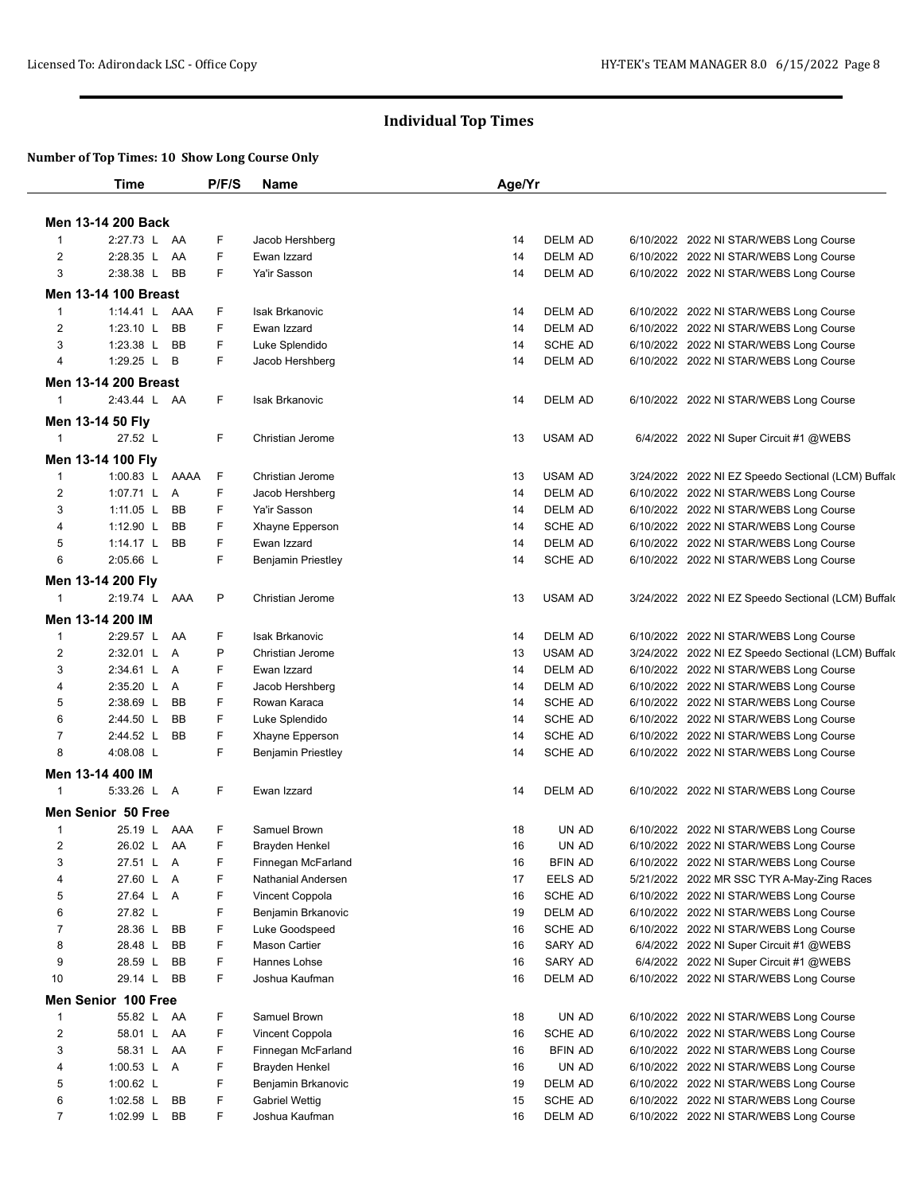# Individual Top Times

**Number of Top Times: 10 Show Long Course Only**

| | Time | | P/F/S | Name | Age/Yr | | | |
|---|---|---|---|---|---|---|---|---|
| **Men 13-14 200 Back** | | | | | | | | |
| 1 | 2:27.73 L | AA | F | Jacob Hershberg | 14 | DELM AD | 6/10/2022 | 2022 NI STAR/WEBS Long Course |
| 2 | 2:28.35 L | AA | F | Ewan Izzard | 14 | DELM AD | 6/10/2022 | 2022 NI STAR/WEBS Long Course |
| 3 | 2:38.38 L | BB | F | Ya'ir Sasson | 14 | DELM AD | 6/10/2022 | 2022 NI STAR/WEBS Long Course |
| **Men 13-14 100 Breast** | | | | | | | | |
| 1 | 1:14.41 L | AAA | F | Isak Brkanovic | 14 | DELM AD | 6/10/2022 | 2022 NI STAR/WEBS Long Course |
| 2 | 1:23.10 L | BB | F | Ewan Izzard | 14 | DELM AD | 6/10/2022 | 2022 NI STAR/WEBS Long Course |
| 3 | 1:23.38 L | BB | F | Luke Splendido | 14 | SCHE AD | 6/10/2022 | 2022 NI STAR/WEBS Long Course |
| 4 | 1:29.25 L | B | F | Jacob Hershberg | 14 | DELM AD | 6/10/2022 | 2022 NI STAR/WEBS Long Course |
| **Men 13-14 200 Breast** | | | | | | | | |
| 1 | 2:43.44 L | AA | F | Isak Brkanovic | 14 | DELM AD | 6/10/2022 | 2022 NI STAR/WEBS Long Course |
| **Men 13-14 50 Fly** | | | | | | | | |
| 1 | 27.52 L | | F | Christian Jerome | 13 | USAM AD | 6/4/2022 | 2022 NI Super Circuit #1 @WEBS |
| **Men 13-14 100 Fly** | | | | | | | | |
| 1 | 1:00.83 L | AAAA | F | Christian Jerome | 13 | USAM AD | 3/24/2022 | 2022 NI EZ Speedo Sectional (LCM) Buffalo |
| 2 | 1:07.71 L | A | F | Jacob Hershberg | 14 | DELM AD | 6/10/2022 | 2022 NI STAR/WEBS Long Course |
| 3 | 1:11.05 L | BB | F | Ya'ir Sasson | 14 | DELM AD | 6/10/2022 | 2022 NI STAR/WEBS Long Course |
| 4 | 1:12.90 L | BB | F | Xhayne Epperson | 14 | SCHE AD | 6/10/2022 | 2022 NI STAR/WEBS Long Course |
| 5 | 1:14.17 L | BB | F | Ewan Izzard | 14 | DELM AD | 6/10/2022 | 2022 NI STAR/WEBS Long Course |
| 6 | 2:05.66 L | | F | Benjamin Priestley | 14 | SCHE AD | 6/10/2022 | 2022 NI STAR/WEBS Long Course |
| **Men 13-14 200 Fly** | | | | | | | | |
| 1 | 2:19.74 L | AAA | P | Christian Jerome | 13 | USAM AD | 3/24/2022 | 2022 NI EZ Speedo Sectional (LCM) Buffalo |
| **Men 13-14 200 IM** | | | | | | | | |
| 1 | 2:29.57 L | AA | F | Isak Brkanovic | 14 | DELM AD | 6/10/2022 | 2022 NI STAR/WEBS Long Course |
| 2 | 2:32.01 L | A | P | Christian Jerome | 13 | USAM AD | 3/24/2022 | 2022 NI EZ Speedo Sectional (LCM) Buffalo |
| 3 | 2:34.61 L | A | F | Ewan Izzard | 14 | DELM AD | 6/10/2022 | 2022 NI STAR/WEBS Long Course |
| 4 | 2:35.20 L | A | F | Jacob Hershberg | 14 | DELM AD | 6/10/2022 | 2022 NI STAR/WEBS Long Course |
| 5 | 2:38.69 L | BB | F | Rowan Karaca | 14 | SCHE AD | 6/10/2022 | 2022 NI STAR/WEBS Long Course |
| 6 | 2:44.50 L | BB | F | Luke Splendido | 14 | SCHE AD | 6/10/2022 | 2022 NI STAR/WEBS Long Course |
| 7 | 2:44.52 L | BB | F | Xhayne Epperson | 14 | SCHE AD | 6/10/2022 | 2022 NI STAR/WEBS Long Course |
| 8 | 4:08.08 L | | F | Benjamin Priestley | 14 | SCHE AD | 6/10/2022 | 2022 NI STAR/WEBS Long Course |
| **Men 13-14 400 IM** | | | | | | | | |
| 1 | 5:33.26 L | A | F | Ewan Izzard | 14 | DELM AD | 6/10/2022 | 2022 NI STAR/WEBS Long Course |
| **Men Senior 50 Free** | | | | | | | | |
| 1 | 25.19 L | AAA | F | Samuel Brown | 18 | UN AD | 6/10/2022 | 2022 NI STAR/WEBS Long Course |
| 2 | 26.02 L | AA | F | Brayden Henkel | 16 | UN AD | 6/10/2022 | 2022 NI STAR/WEBS Long Course |
| 3 | 27.51 L | A | F | Finnegan McFarland | 16 | BFIN AD | 6/10/2022 | 2022 NI STAR/WEBS Long Course |
| 4 | 27.60 L | A | F | Nathanial Andersen | 17 | EELS AD | 5/21/2022 | 2022 MR SSC TYR A-May-Zing Races |
| 5 | 27.64 L | A | F | Vincent Coppola | 16 | SCHE AD | 6/10/2022 | 2022 NI STAR/WEBS Long Course |
| 6 | 27.82 L | | F | Benjamin Brkanovic | 19 | DELM AD | 6/10/2022 | 2022 NI STAR/WEBS Long Course |
| 7 | 28.36 L | BB | F | Luke Goodspeed | 16 | SCHE AD | 6/10/2022 | 2022 NI STAR/WEBS Long Course |
| 8 | 28.48 L | BB | F | Mason Cartier | 16 | SARY AD | 6/4/2022 | 2022 NI Super Circuit #1 @WEBS |
| 9 | 28.59 L | BB | F | Hannes Lohse | 16 | SARY AD | 6/4/2022 | 2022 NI Super Circuit #1 @WEBS |
| 10 | 29.14 L | BB | F | Joshua Kaufman | 16 | DELM AD | 6/10/2022 | 2022 NI STAR/WEBS Long Course |
| **Men Senior 100 Free** | | | | | | | | |
| 1 | 55.82 L | AA | F | Samuel Brown | 18 | UN AD | 6/10/2022 | 2022 NI STAR/WEBS Long Course |
| 2 | 58.01 L | AA | F | Vincent Coppola | 16 | SCHE AD | 6/10/2022 | 2022 NI STAR/WEBS Long Course |
| 3 | 58.31 L | AA | F | Finnegan McFarland | 16 | BFIN AD | 6/10/2022 | 2022 NI STAR/WEBS Long Course |
| 4 | 1:00.53 L | A | F | Brayden Henkel | 16 | UN AD | 6/10/2022 | 2022 NI STAR/WEBS Long Course |
| 5 | 1:00.62 L | | F | Benjamin Brkanovic | 19 | DELM AD | 6/10/2022 | 2022 NI STAR/WEBS Long Course |
| 6 | 1:02.58 L | BB | F | Gabriel Wettig | 15 | SCHE AD | 6/10/2022 | 2022 NI STAR/WEBS Long Course |
| 7 | 1:02.99 L | BB | F | Joshua Kaufman | 16 | DELM AD | 6/10/2022 | 2022 NI STAR/WEBS Long Course |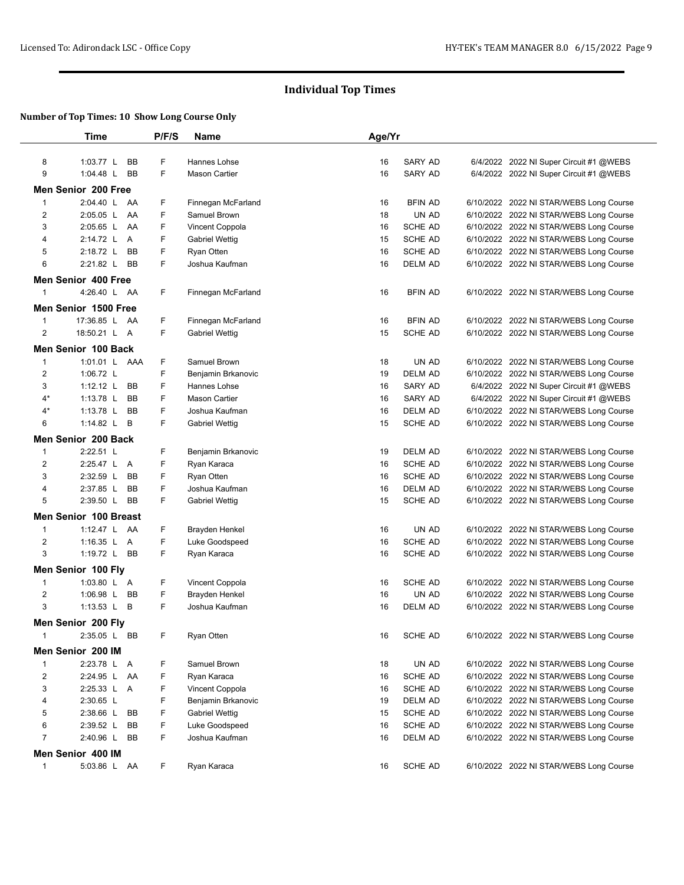# Individual Top Times

**Number of Top Times: 10 Show Long Course Only**

| | Time | | P/F/S | Name | Age/Yr | | |
|---|---|---|---|---|---|---|---|
| 8 | 1:03.77 L | BB | F | Hannes Lohse | 16 | SARY AD | 6/4/2022 2022 NI Super Circuit #1 @WEBS |
| 9 | 1:04.48 L | BB | F | Mason Cartier | 16 | SARY AD | 6/4/2022 2022 NI Super Circuit #1 @WEBS |
| **Men Senior 200 Free** | | | | | | | |
| 1 | 2:04.40 L | AA | F | Finnegan McFarland | 16 | BFIN AD | 6/10/2022 2022 NI STAR/WEBS Long Course |
| 2 | 2:05.05 L | AA | F | Samuel Brown | 18 | UN AD | 6/10/2022 2022 NI STAR/WEBS Long Course |
| 3 | 2:05.65 L | AA | F | Vincent Coppola | 16 | SCHE AD | 6/10/2022 2022 NI STAR/WEBS Long Course |
| 4 | 2:14.72 L | A | F | Gabriel Wettig | 15 | SCHE AD | 6/10/2022 2022 NI STAR/WEBS Long Course |
| 5 | 2:18.72 L | BB | F | Ryan Otten | 16 | SCHE AD | 6/10/2022 2022 NI STAR/WEBS Long Course |
| 6 | 2:21.82 L | BB | F | Joshua Kaufman | 16 | DELM AD | 6/10/2022 2022 NI STAR/WEBS Long Course |
| **Men Senior 400 Free** | | | | | | | |
| 1 | 4:26.40 L | AA | F | Finnegan McFarland | 16 | BFIN AD | 6/10/2022 2022 NI STAR/WEBS Long Course |
| **Men Senior 1500 Free** | | | | | | | |
| 1 | 17:36.85 L | AA | F | Finnegan McFarland | 16 | BFIN AD | 6/10/2022 2022 NI STAR/WEBS Long Course |
| 2 | 18:50.21 L | A | F | Gabriel Wettig | 15 | SCHE AD | 6/10/2022 2022 NI STAR/WEBS Long Course |
| **Men Senior 100 Back** | | | | | | | |
| 1 | 1:01.01 L | AAA | F | Samuel Brown | 18 | UN AD | 6/10/2022 2022 NI STAR/WEBS Long Course |
| 2 | 1:06.72 L | | F | Benjamin Brkanovic | 19 | DELM AD | 6/10/2022 2022 NI STAR/WEBS Long Course |
| 3 | 1:12.12 L | BB | F | Hannes Lohse | 16 | SARY AD | 6/4/2022 2022 NI Super Circuit #1 @WEBS |
| 4* | 1:13.78 L | BB | F | Mason Cartier | 16 | SARY AD | 6/4/2022 2022 NI Super Circuit #1 @WEBS |
| 4* | 1:13.78 L | BB | F | Joshua Kaufman | 16 | DELM AD | 6/10/2022 2022 NI STAR/WEBS Long Course |
| 6 | 1:14.82 L | B | F | Gabriel Wettig | 15 | SCHE AD | 6/10/2022 2022 NI STAR/WEBS Long Course |
| **Men Senior 200 Back** | | | | | | | |
| 1 | 2:22.51 L | | F | Benjamin Brkanovic | 19 | DELM AD | 6/10/2022 2022 NI STAR/WEBS Long Course |
| 2 | 2:25.47 L | A | F | Ryan Karaca | 16 | SCHE AD | 6/10/2022 2022 NI STAR/WEBS Long Course |
| 3 | 2:32.59 L | BB | F | Ryan Otten | 16 | SCHE AD | 6/10/2022 2022 NI STAR/WEBS Long Course |
| 4 | 2:37.85 L | BB | F | Joshua Kaufman | 16 | DELM AD | 6/10/2022 2022 NI STAR/WEBS Long Course |
| 5 | 2:39.50 L | BB | F | Gabriel Wettig | 15 | SCHE AD | 6/10/2022 2022 NI STAR/WEBS Long Course |
| **Men Senior 100 Breast** | | | | | | | |
| 1 | 1:12.47 L | AA | F | Brayden Henkel | 16 | UN AD | 6/10/2022 2022 NI STAR/WEBS Long Course |
| 2 | 1:16.35 L | A | F | Luke Goodspeed | 16 | SCHE AD | 6/10/2022 2022 NI STAR/WEBS Long Course |
| 3 | 1:19.72 L | BB | F | Ryan Karaca | 16 | SCHE AD | 6/10/2022 2022 NI STAR/WEBS Long Course |
| **Men Senior 100 Fly** | | | | | | | |
| 1 | 1:03.80 L | A | F | Vincent Coppola | 16 | SCHE AD | 6/10/2022 2022 NI STAR/WEBS Long Course |
| 2 | 1:06.98 L | BB | F | Brayden Henkel | 16 | UN AD | 6/10/2022 2022 NI STAR/WEBS Long Course |
| 3 | 1:13.53 L | B | F | Joshua Kaufman | 16 | DELM AD | 6/10/2022 2022 NI STAR/WEBS Long Course |
| **Men Senior 200 Fly** | | | | | | | |
| 1 | 2:35.05 L | BB | F | Ryan Otten | 16 | SCHE AD | 6/10/2022 2022 NI STAR/WEBS Long Course |
| **Men Senior 200 IM** | | | | | | | |
| 1 | 2:23.78 L | A | F | Samuel Brown | 18 | UN AD | 6/10/2022 2022 NI STAR/WEBS Long Course |
| 2 | 2:24.95 L | AA | F | Ryan Karaca | 16 | SCHE AD | 6/10/2022 2022 NI STAR/WEBS Long Course |
| 3 | 2:25.33 L | A | F | Vincent Coppola | 16 | SCHE AD | 6/10/2022 2022 NI STAR/WEBS Long Course |
| 4 | 2:30.65 L | | F | Benjamin Brkanovic | 19 | DELM AD | 6/10/2022 2022 NI STAR/WEBS Long Course |
| 5 | 2:38.66 L | BB | F | Gabriel Wettig | 15 | SCHE AD | 6/10/2022 2022 NI STAR/WEBS Long Course |
| 6 | 2:39.52 L | BB | F | Luke Goodspeed | 16 | SCHE AD | 6/10/2022 2022 NI STAR/WEBS Long Course |
| 7 | 2:40.96 L | BB | F | Joshua Kaufman | 16 | DELM AD | 6/10/2022 2022 NI STAR/WEBS Long Course |
| **Men Senior 400 IM** | | | | | | | |
| 1 | 5:03.86 L | AA | F | Ryan Karaca | 16 | SCHE AD | 6/10/2022 2022 NI STAR/WEBS Long Course |